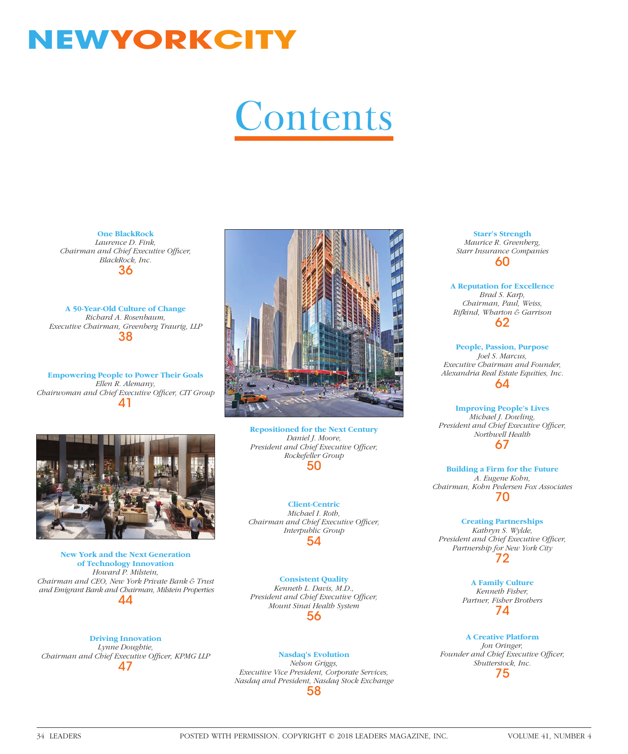# NEWYORKCITY

## Contents

**One BlackRock**
*Laurence D. Fink,*
*Chairman and Chief Executive Officer,*
*BlackRock, Inc.*
36

**A 50-Year-Old Culture of Change**
*Richard A. Rosenbaum,*
*Executive Chairman, Greenberg Traurig, LLP*
38

**Empowering People to Power Their Goals**
*Ellen R. Alemany,*
*Chairwoman and Chief Executive Officer, CIT Group*
41

**New York and the Next Generation of Technology Innovation**
*Howard P. Milstein,*
*Chairman and CEO, New York Private Bank & Trust and Emigrant Bank and Chairman, Milstein Properties*
44

**Driving Innovation**
*Lynne Doughtie,*
*Chairman and Chief Executive Officer, KPMG LLP*
47

**Repositioned for the Next Century**
*Daniel J. Moore,*
*President and Chief Executive Officer,*
*Rockefeller Group*
50

**Client-Centric**
*Michael I. Roth,*
*Chairman and Chief Executive Officer,*
*Interpublic Group*
54

**Consistent Quality**
*Kenneth L. Davis, M.D.,*
*President and Chief Executive Officer,*
*Mount Sinai Health System*
56

**Nasdaq's Evolution**
*Nelson Griggs,*
*Executive Vice President, Corporate Services,*
*Nasdaq and President, Nasdaq Stock Exchange*
58

**Starr's Strength**
*Maurice R. Greenberg,*
*Starr Insurance Companies*
60

**A Reputation for Excellence**
*Brad S. Karp,*
*Chairman, Paul, Weiss,*
*Rifkind, Wharton & Garrison*
62

**People, Passion, Purpose**
*Joel S. Marcus,*
*Executive Chairman and Founder,*
*Alexandria Real Estate Equities, Inc.*
64

**Improving People's Lives**
*Michael J. Dowling,*
*President and Chief Executive Officer,*
*Northwell Health*
67

**Building a Firm for the Future**
*A. Eugene Kohn,*
*Chairman, Kohn Pedersen Fox Associates*
70

**Creating Partnerships**
*Kathryn S. Wylde,*
*President and Chief Executive Officer,*
*Partnership for New York City*
72

**A Family Culture**
*Kenneth Fisher,*
*Partner, Fisher Brothers*
74

**A Creative Platform**
*Jon Oringer,*
*Founder and Chief Executive Officer,*
*Shutterstock, Inc.*
75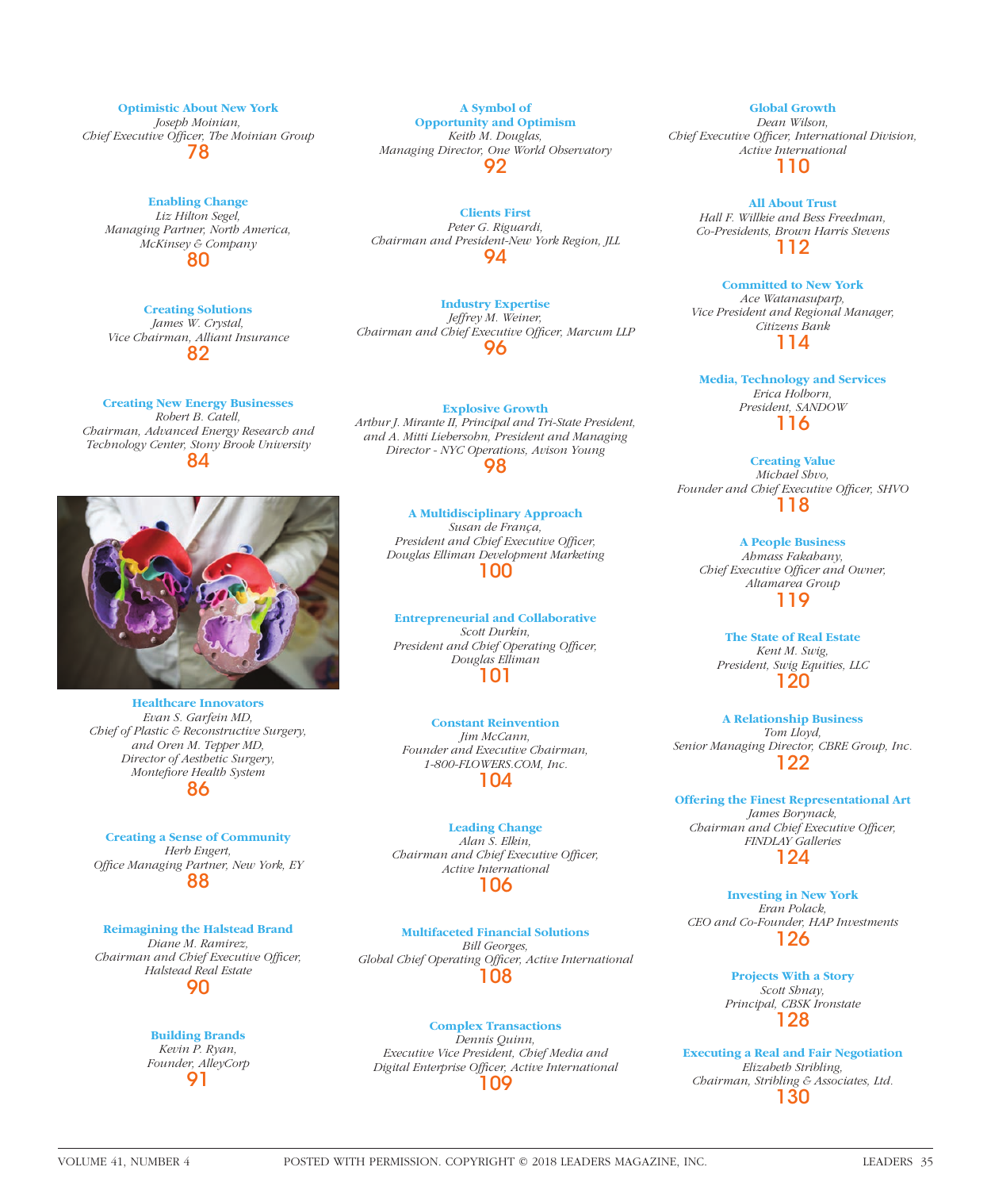**Optimistic About New York**
*Joseph Moinian,*
*Chief Executive Officer, The Moinian Group*
78

**Enabling Change**
*Liz Hilton Segel,*
*Managing Partner, North America,*
*McKinsey & Company*
80

**Creating Solutions**
*James W. Crystal,*
*Vice Chairman, Alliant Insurance*
82

**Creating New Energy Businesses**
*Robert B. Catell,*
*Chairman, Advanced Energy Research and Technology Center, Stony Brook University*
84

**Healthcare Innovators**
*Evan S. Garfein MD,*
*Chief of Plastic & Reconstructive Surgery,*
*and Oren M. Tepper MD,*
*Director of Aesthetic Surgery,*
*Montefiore Health System*
86

**Creating a Sense of Community**
*Herb Engert,*
*Office Managing Partner, New York, EY*
88

**Reimagining the Halstead Brand**
*Diane M. Ramirez,*
*Chairman and Chief Executive Officer,*
*Halstead Real Estate*
90

**Building Brands**
*Kevin P. Ryan,*
*Founder, AlleyCorp*
91

**A Symbol of Opportunity and Optimism**
*Keith M. Douglas,*
*Managing Director, One World Observatory*
92

**Clients First**
*Peter G. Riguardi,*
*Chairman and President-New York Region, JLL*
94

**Industry Expertise**
*Jeffrey M. Weiner,*
*Chairman and Chief Executive Officer, Marcum LLP*
96

**Explosive Growth**
*Arthur J. Mirante II, Principal and Tri-State President, and A. Mitti Liebersohn, President and Managing Director - NYC Operations, Avison Young*
98

**A Multidisciplinary Approach**
*Susan de França,*
*President and Chief Executive Officer,*
*Douglas Elliman Development Marketing*
100

**Entrepreneurial and Collaborative**
*Scott Durkin,*
*President and Chief Operating Officer,*
*Douglas Elliman*
101

**Constant Reinvention**
*Jim McCann,*
*Founder and Executive Chairman,*
*1-800-FLOWERS.COM, Inc.*
104

**Leading Change**
*Alan S. Elkin,*
*Chairman and Chief Executive Officer,*
*Active International*
106

**Multifaceted Financial Solutions**
*Bill Georges,*
*Global Chief Operating Officer, Active International*
108

**Complex Transactions**
*Dennis Quinn,*
*Executive Vice President, Chief Media and Digital Enterprise Officer, Active International*
109

**Global Growth**
*Dean Wilson,*
*Chief Executive Officer, International Division,*
*Active International*
110

**All About Trust**
*Hall F. Willkie and Bess Freedman,*
*Co-Presidents, Brown Harris Stevens*
112

**Committed to New York**
*Ace Watanasuparp,*
*Vice President and Regional Manager,*
*Citizens Bank*
114

**Media, Technology and Services**
*Erica Holborn,*
*President, SANDOW*
116

**Creating Value**
*Michael Shvo,*
*Founder and Chief Executive Officer, SHVO*
118

**A People Business**
*Ahmass Fakahany,*
*Chief Executive Officer and Owner,*
*Altamarea Group*
119

**The State of Real Estate**
*Kent M. Swig,*
*President, Swig Equities, LLC*
120

**A Relationship Business**
*Tom Lloyd,*
*Senior Managing Director, CBRE Group, Inc.*
122

**Offering the Finest Representational Art**
*James Borynack,*
*Chairman and Chief Executive Officer,*
*FINDLAY Galleries*
124

**Investing in New York**
*Eran Polack,*
*CEO and Co-Founder, HAP Investments*
126

**Projects With a Story**
*Scott Shnay,*
*Principal, CBSK Ironstate*
128

**Executing a Real and Fair Negotiation**
*Elizabeth Stribling,*
*Chairman, Stribling & Associates, Ltd.*
130

POSTED WITH PERMISSION. COPYRIGHT © 2018 LEADERS MAGAZINE, INC.